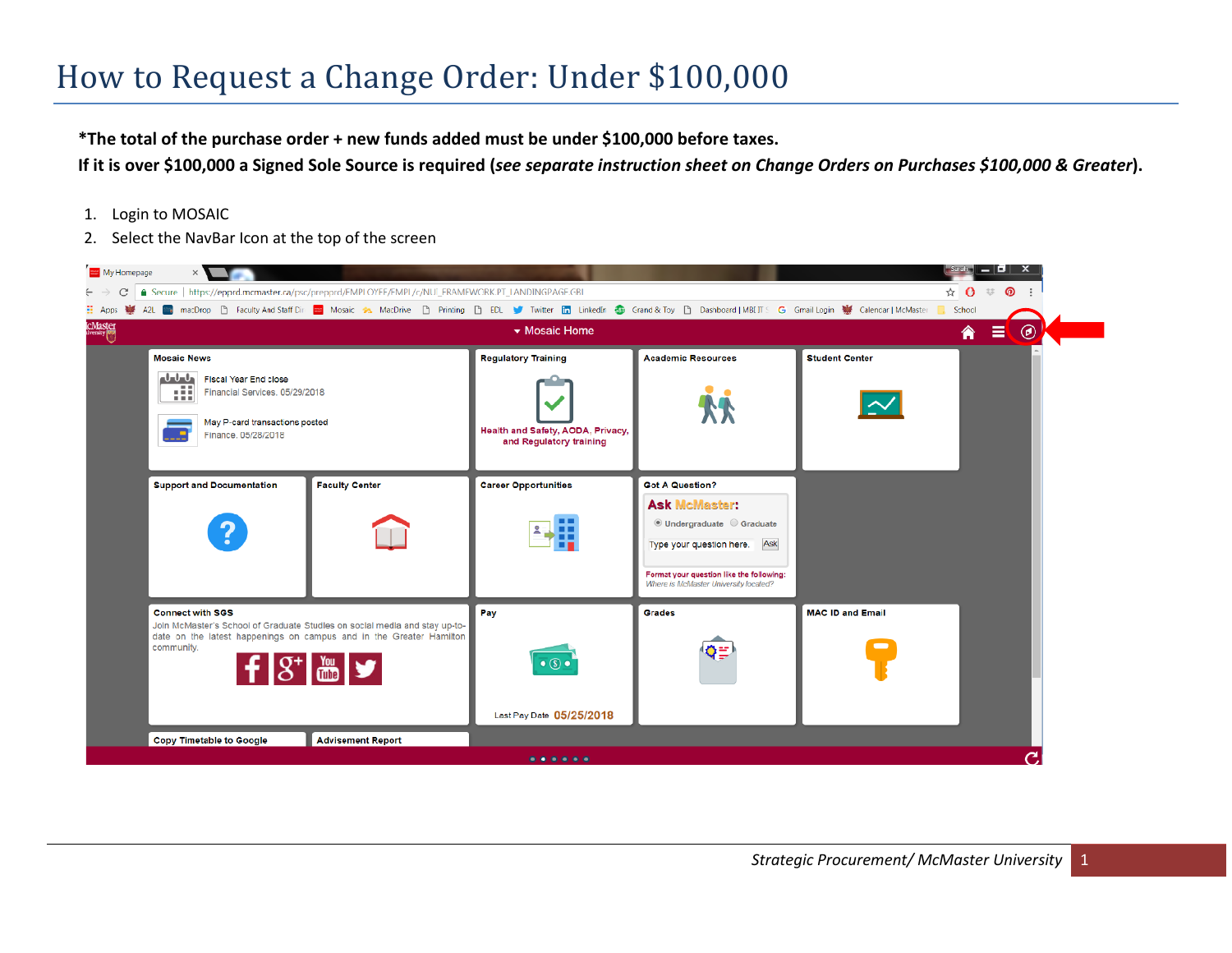# How to Request a Change Order: Under $100,000

**\*The total of the purchase order + new funds added must be under $100,000 before taxes.**
**If it is over $100,000 a Signed Sole Source is required (*see separate instruction sheet on Change Orders on Purchases $100,000 & Greater*).**

1. Login to MOSAIC
2. Select the NavBar Icon at the top of the screen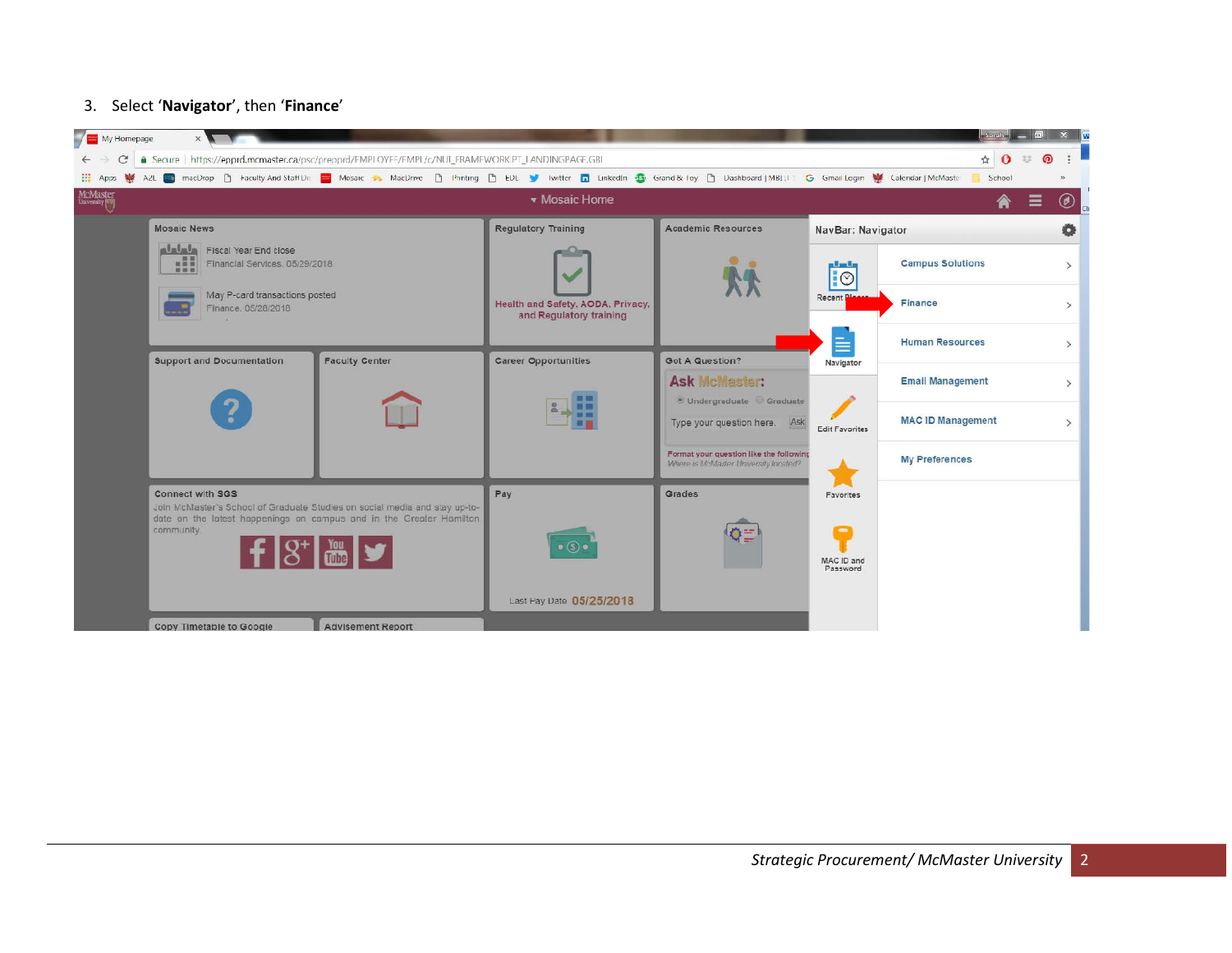3. Select ‘**Navigator**’, then ‘**Finance**’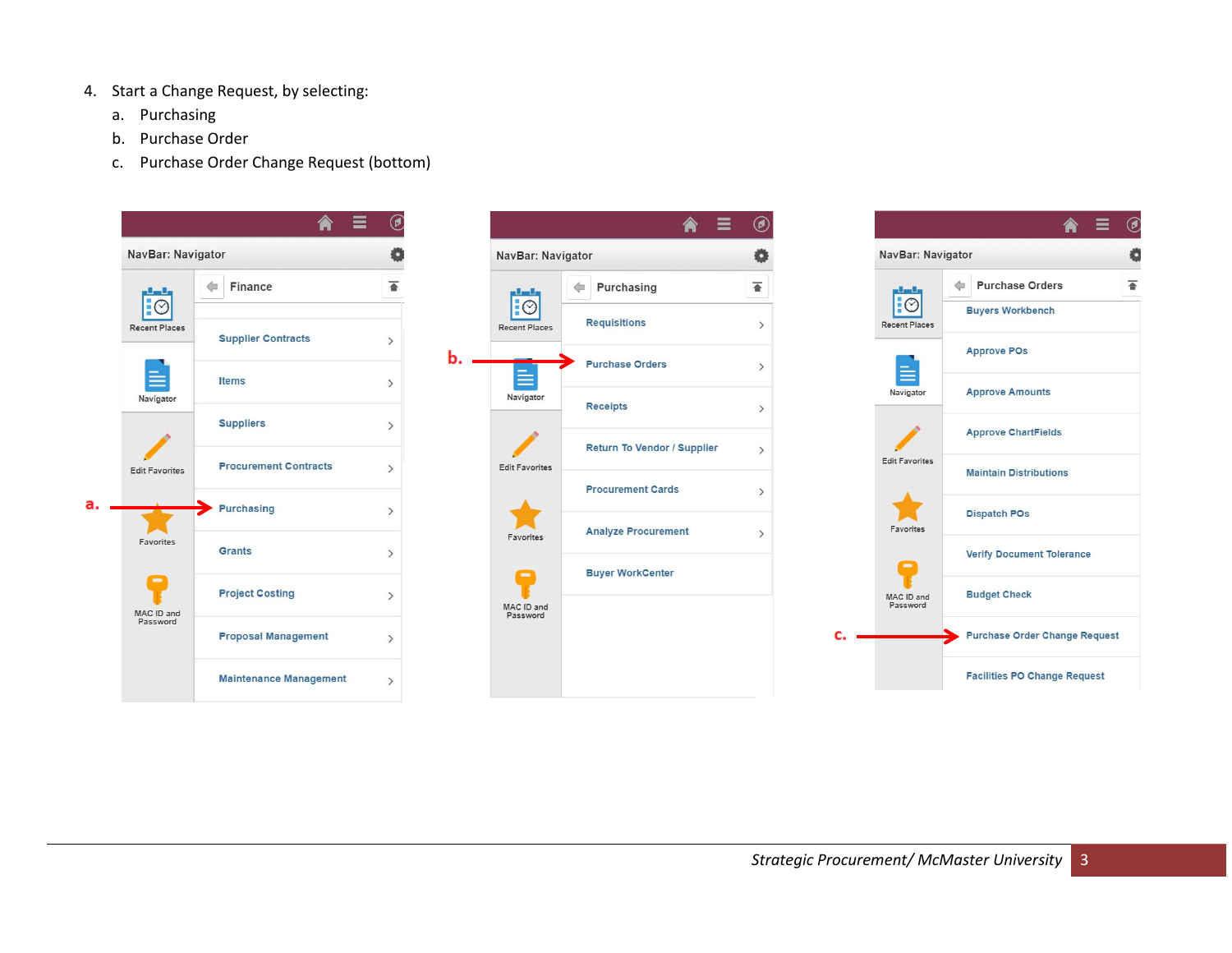4. Start a Change Request, by selecting:
   a. Purchasing
   b. Purchase Order
   c. Purchase Order Change Request (bottom)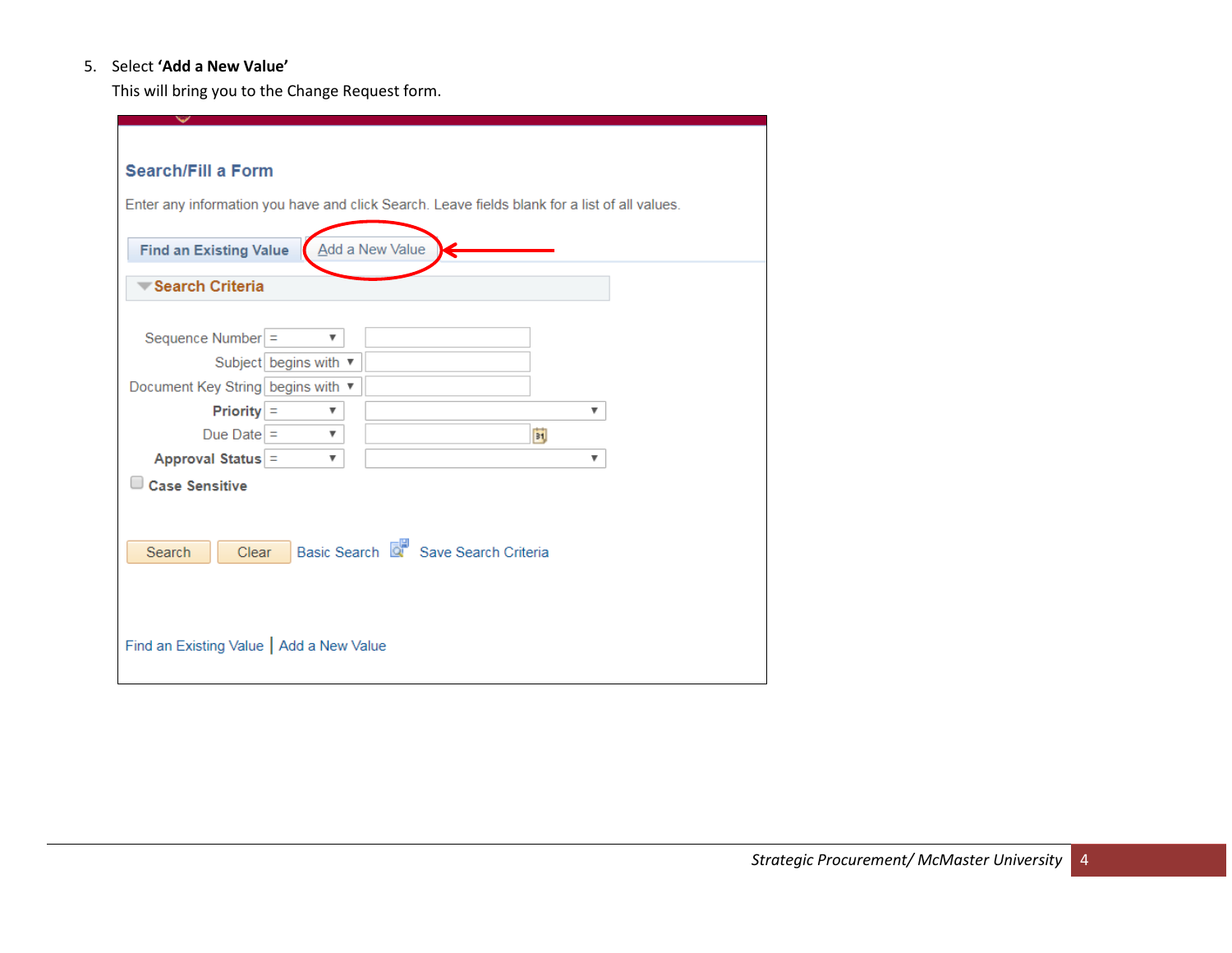5. Select **'Add a New Value'**
   This will bring you to the Change Request form.

## Search/Fill a Form

Enter any information you have and click Search. Leave fields blank for a list of all values.

Find an Existing Value | Add a New Value

**Search Criteria**

| Field | Operator | Value |
|---|---|---|
| Sequence Number | = | |
| Subject | begins with | |
| Document Key String | begins with | |
| **Priority** | = | |
| Due Date | = | |
| **Approval Status** | = | |

Case Sensitive

Search | Clear | Basic Search | Save Search Criteria

Find an Existing Value | Add a New Value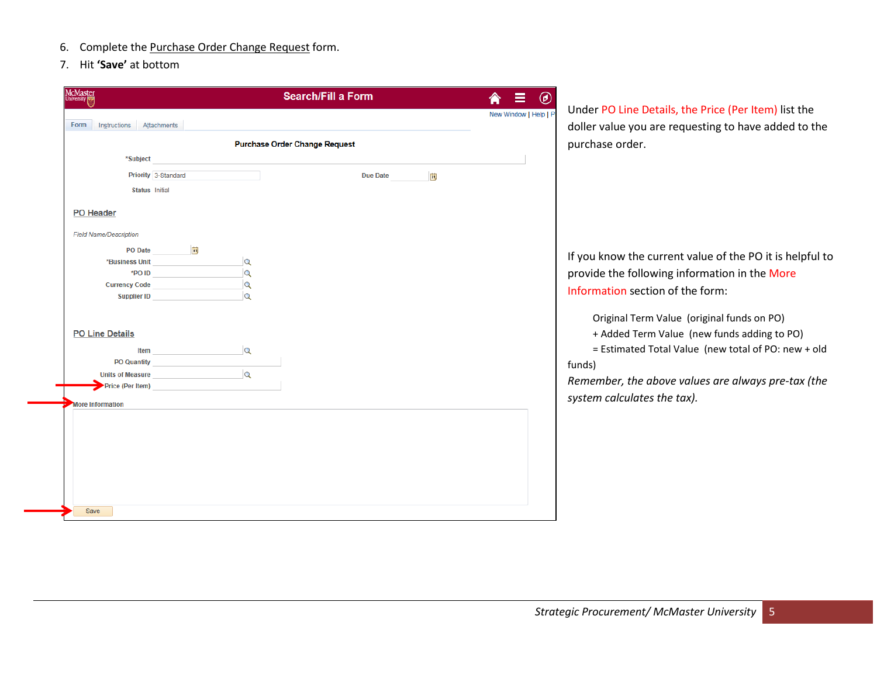6. Complete the Purchase Order Change Request form.
7. Hit **'Save'** at bottom

Search/Fill a Form

New Window | Help

Form | Instructions | Attachments

**Purchase Order Change Request**

*Subject

Priority 3-Standard    Due Date

Status Initial

PO Header

*Field Name/Description*

PO Date

*Business Unit

*PO ID

Currency Code

Supplier ID

PO Line Details

Item

PO Quantity

Units of Measure

Price (Per Item)

More Information

Save

Under PO Line Details, the Price (Per Item) list the doller value you are requesting to have added to the purchase order.

If you know the current value of the PO it is helpful to provide the following information in the More Information section of the form:

Original Term Value (original funds on PO)
+ Added Term Value (new funds adding to PO)
= Estimated Total Value (new total of PO: new + old funds)

*Remember, the above values are always pre-tax (the system calculates the tax).*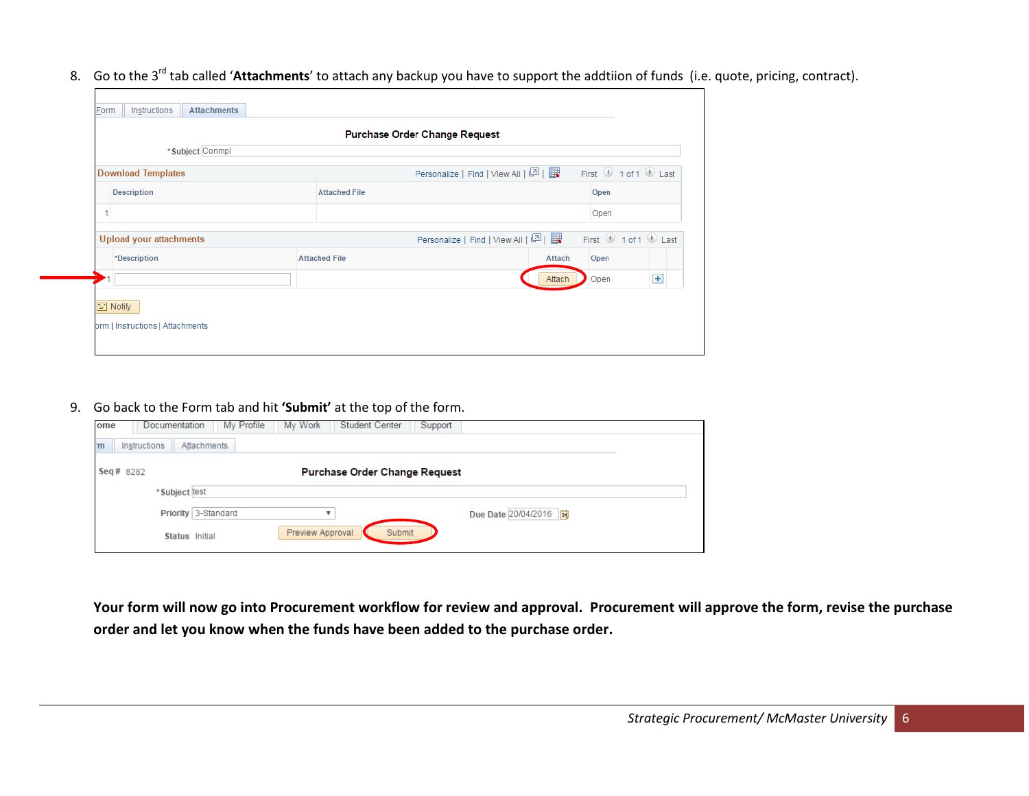8. Go to the 3[rd] tab called '**Attachments**' to attach any backup you have to support the addtiion of funds (i.e. quote, pricing, contract).

9. Go back to the Form tab and hit **'Submit'** at the top of the form.

**Your form will now go into Procurement workflow for review and approval. Procurement will approve the form, revise the purchase order and let you know when the funds have been added to the purchase order.**